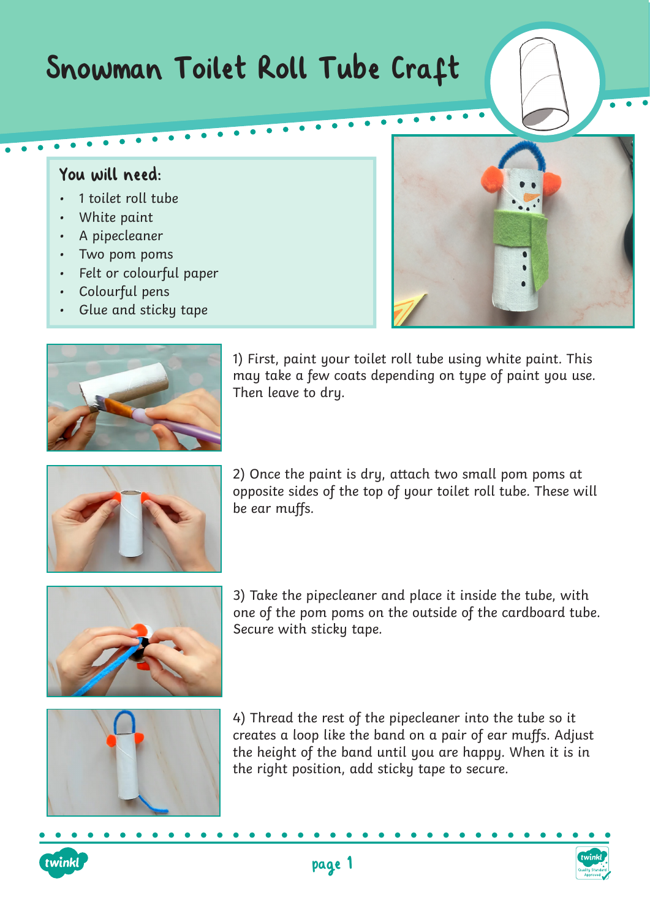# Snowman Toilet Roll Tube Craft

## You will need:

- 1 toilet roll tube
- White paint
- A pipecleaner
- Two pom poms
- Felt or colourful paper
- Colourful pens
- Glue and sticky tape

1) First, paint your toilet roll tube using white paint. This may take a few coats depending on type of paint you use. Then leave to dry.

2) Once the paint is dry, attach two small pom poms at opposite sides of the top of your toilet roll tube. These will be ear muffs.

3) Take the pipecleaner and place it inside the tube, with one of the pom poms on the outside of the cardboard tube. Secure with sticky tape.

4) Thread the rest of the pipecleaner into the tube so it creates a loop like the band on a pair of ear muffs. Adjust the height of the band until you are happy. When it is in the right position, add sticky tape to secure.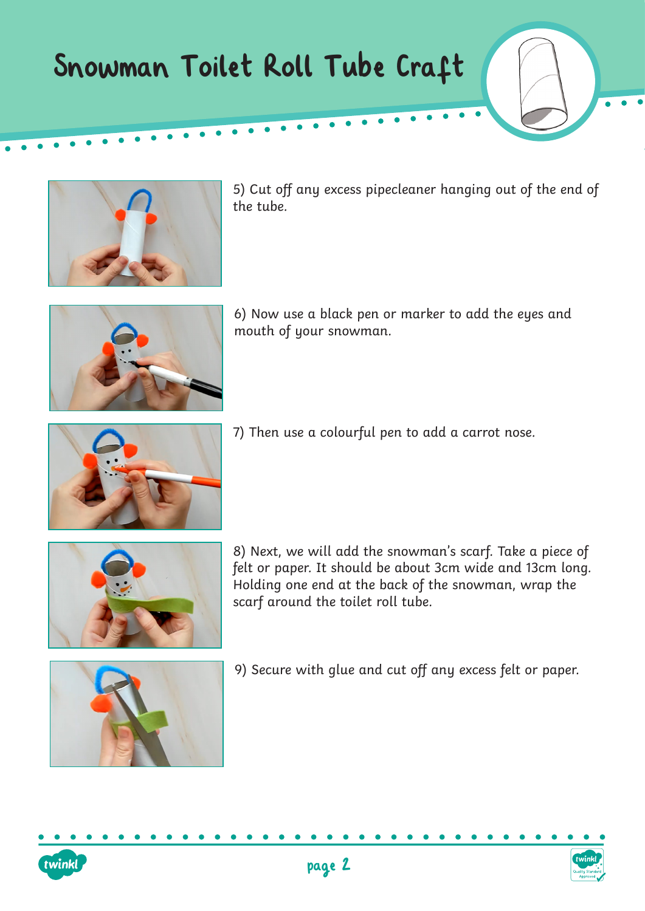# Snowman Toilet Roll Tube Craft

5) Cut off any excess pipecleaner hanging out of the end of the tube.

6) Now use a black pen or marker to add the eyes and mouth of your snowman.

7) Then use a colourful pen to add a carrot nose.

8) Next, we will add the snowman's scarf. Take a piece of felt or paper. It should be about 3cm wide and 13cm long. Holding one end at the back of the snowman, wrap the scarf around the toilet roll tube.

9) Secure with glue and cut off any excess felt or paper.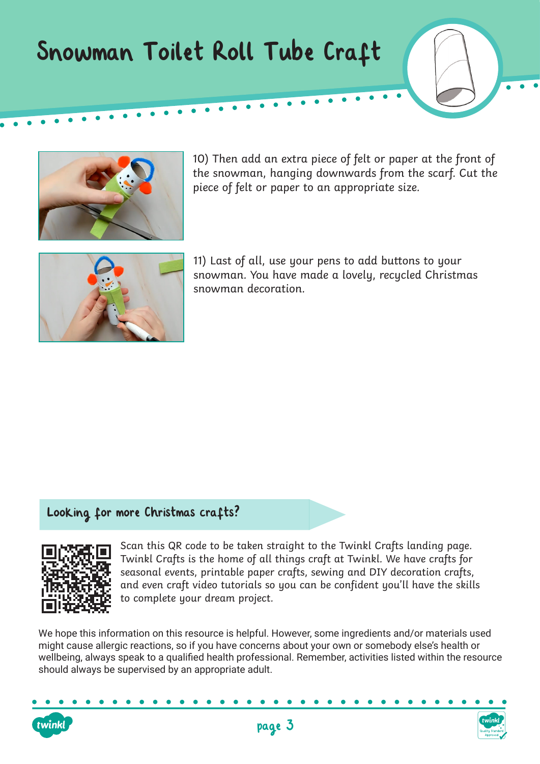# Snowman Toilet Roll Tube Craft

10) Then add an extra piece of felt or paper at the front of the snowman, hanging downwards from the scarf. Cut the piece of felt or paper to an appropriate size.

11) Last of all, use your pens to add buttons to your snowman. You have made a lovely, recycled Christmas snowman decoration.

## Looking for more Christmas crafts?

Scan this QR code to be taken straight to the Twinkl Crafts landing page. Twinkl Crafts is the home of all things craft at Twinkl. We have crafts for seasonal events, printable paper crafts, sewing and DIY decoration crafts, and even craft video tutorials so you can be confident you'll have the skills to complete your dream project.

We hope this information on this resource is helpful. However, some ingredients and/or materials used might cause allergic reactions, so if you have concerns about your own or somebody else's health or wellbeing, always speak to a qualified health professional. Remember, activities listed within the resource should always be supervised by an appropriate adult.